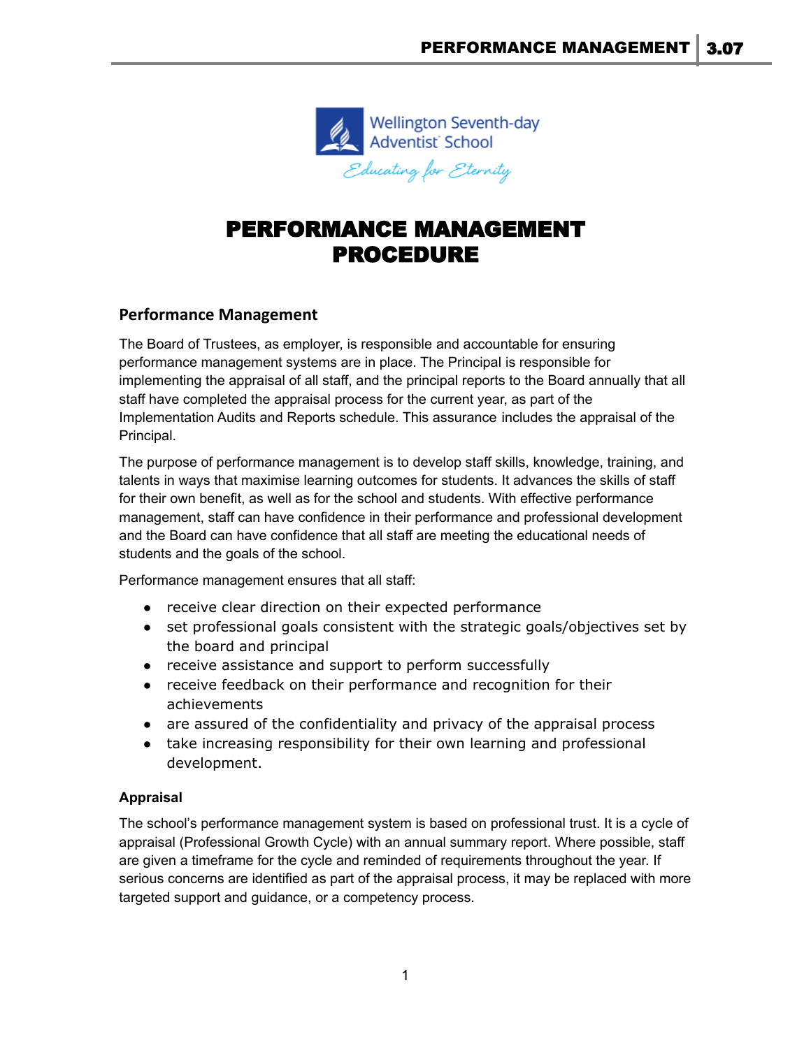Wellington Seventh-day Adventist School

*Educating for Eternity*

# PERFORMANCE MANAGEMENT PROCEDURE

## Performance Management

The Board of Trustees, as employer, is responsible and accountable for ensuring performance management systems are in place. The Principal is responsible for implementing the appraisal of all staff, and the principal reports to the Board annually that all staff have completed the appraisal process for the current year, as part of the Implementation Audits and Reports schedule. This assurance includes the appraisal of the Principal.

The purpose of performance management is to develop staff skills, knowledge, training, and talents in ways that maximise learning outcomes for students. It advances the skills of staff for their own benefit, as well as for the school and students. With effective performance management, staff can have confidence in their performance and professional development and the Board can have confidence that all staff are meeting the educational needs of students and the goals of the school.

Performance management ensures that all staff:

- receive clear direction on their expected performance
- set professional goals consistent with the strategic goals/objectives set by the board and principal
- receive assistance and support to perform successfully
- receive feedback on their performance and recognition for their achievements
- are assured of the confidentiality and privacy of the appraisal process
- take increasing responsibility for their own learning and professional development.

### Appraisal

The school's performance management system is based on professional trust. It is a cycle of appraisal (Professional Growth Cycle) with an annual summary report. Where possible, staff are given a timeframe for the cycle and reminded of requirements throughout the year. If serious concerns are identified as part of the appraisal process, it may be replaced with more targeted support and guidance, or a competency process.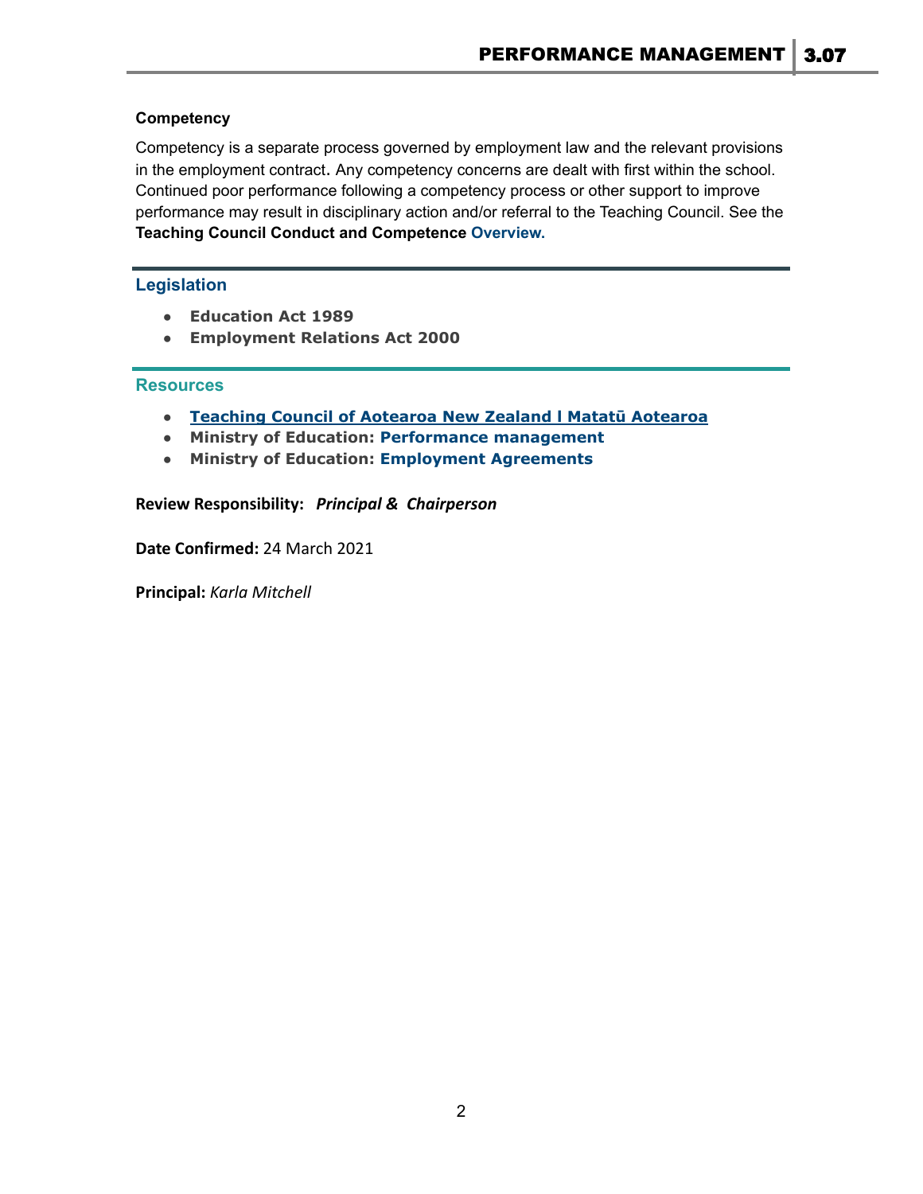### Competency

Competency is a separate process governed by employment law and the relevant provisions in the employment contract. Any competency concerns are dealt with first within the school. Continued poor performance following a competency process or other support to improve performance may result in disciplinary action and/or referral to the Teaching Council. See the **Teaching Council Conduct and Competence** **Overview.**

## Legislation

- **Education Act 1989**
- **Employment Relations Act 2000**

## Resources

- **Teaching Council of Aotearoa New Zealand l Matatū Aotearoa**
- **Ministry of Education: Performance management**
- **Ministry of Education: Employment Agreements**

**Review Responsibility:** ***Principal & Chairperson***

**Date Confirmed:** 24 March 2021

**Principal:** *Karla Mitchell*